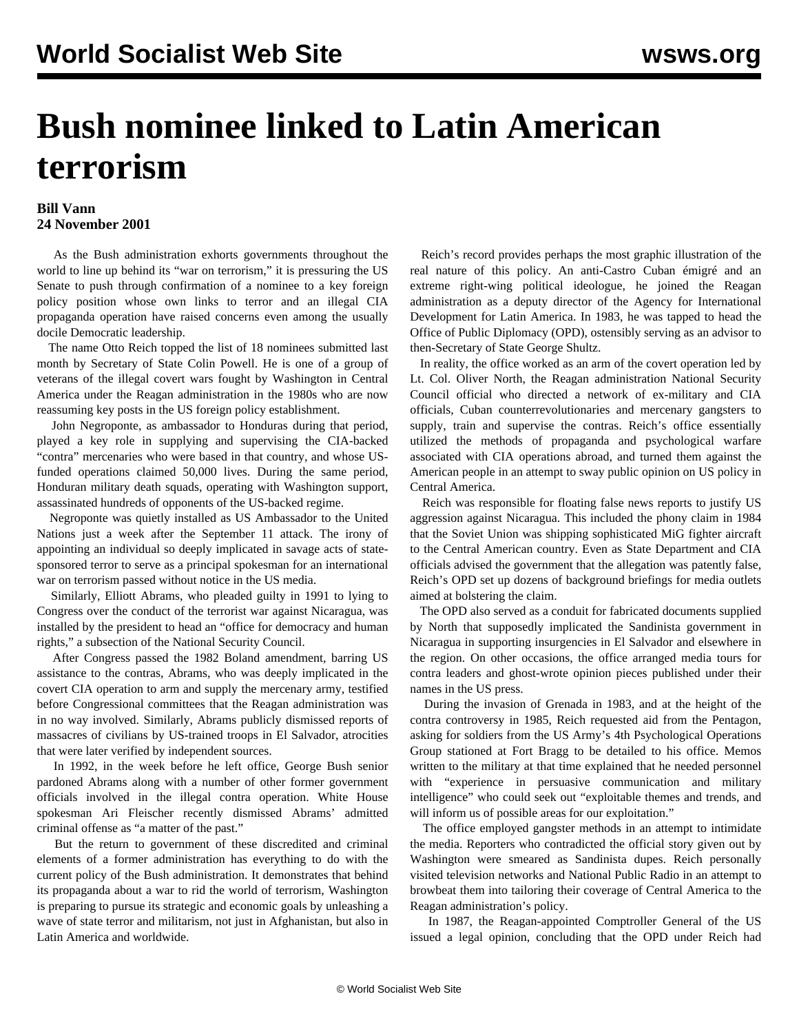# Bush nominee linked to Latin American terrorism

**Bill Vann**
**24 November 2001**

As the Bush administration exhorts governments throughout the world to line up behind its "war on terrorism," it is pressuring the US Senate to push through confirmation of a nominee to a key foreign policy position whose own links to terror and an illegal CIA propaganda operation have raised concerns even among the usually docile Democratic leadership.

The name Otto Reich topped the list of 18 nominees submitted last month by Secretary of State Colin Powell. He is one of a group of veterans of the illegal covert wars fought by Washington in Central America under the Reagan administration in the 1980s who are now reassuming key posts in the US foreign policy establishment.

John Negroponte, as ambassador to Honduras during that period, played a key role in supplying and supervising the CIA-backed "contra" mercenaries who were based in that country, and whose US-funded operations claimed 50,000 lives. During the same period, Honduran military death squads, operating with Washington support, assassinated hundreds of opponents of the US-backed regime.

Negroponte was quietly installed as US Ambassador to the United Nations just a week after the September 11 attack. The irony of appointing an individual so deeply implicated in savage acts of state-sponsored terror to serve as a principal spokesman for an international war on terrorism passed without notice in the US media.

Similarly, Elliott Abrams, who pleaded guilty in 1991 to lying to Congress over the conduct of the terrorist war against Nicaragua, was installed by the president to head an "office for democracy and human rights," a subsection of the National Security Council.

After Congress passed the 1982 Boland amendment, barring US assistance to the contras, Abrams, who was deeply implicated in the covert CIA operation to arm and supply the mercenary army, testified before Congressional committees that the Reagan administration was in no way involved. Similarly, Abrams publicly dismissed reports of massacres of civilians by US-trained troops in El Salvador, atrocities that were later verified by independent sources.

In 1992, in the week before he left office, George Bush senior pardoned Abrams along with a number of other former government officials involved in the illegal contra operation. White House spokesman Ari Fleischer recently dismissed Abrams' admitted criminal offense as "a matter of the past."

But the return to government of these discredited and criminal elements of a former administration has everything to do with the current policy of the Bush administration. It demonstrates that behind its propaganda about a war to rid the world of terrorism, Washington is preparing to pursue its strategic and economic goals by unleashing a wave of state terror and militarism, not just in Afghanistan, but also in Latin America and worldwide.

Reich's record provides perhaps the most graphic illustration of the real nature of this policy. An anti-Castro Cuban émigré and an extreme right-wing political ideologue, he joined the Reagan administration as a deputy director of the Agency for International Development for Latin America. In 1983, he was tapped to head the Office of Public Diplomacy (OPD), ostensibly serving as an advisor to then-Secretary of State George Shultz.

In reality, the office worked as an arm of the covert operation led by Lt. Col. Oliver North, the Reagan administration National Security Council official who directed a network of ex-military and CIA officials, Cuban counterrevolutionaries and mercenary gangsters to supply, train and supervise the contras. Reich's office essentially utilized the methods of propaganda and psychological warfare associated with CIA operations abroad, and turned them against the American people in an attempt to sway public opinion on US policy in Central America.

Reich was responsible for floating false news reports to justify US aggression against Nicaragua. This included the phony claim in 1984 that the Soviet Union was shipping sophisticated MiG fighter aircraft to the Central American country. Even as State Department and CIA officials advised the government that the allegation was patently false, Reich's OPD set up dozens of background briefings for media outlets aimed at bolstering the claim.

The OPD also served as a conduit for fabricated documents supplied by North that supposedly implicated the Sandinista government in Nicaragua in supporting insurgencies in El Salvador and elsewhere in the region. On other occasions, the office arranged media tours for contra leaders and ghost-wrote opinion pieces published under their names in the US press.

During the invasion of Grenada in 1983, and at the height of the contra controversy in 1985, Reich requested aid from the Pentagon, asking for soldiers from the US Army's 4th Psychological Operations Group stationed at Fort Bragg to be detailed to his office. Memos written to the military at that time explained that he needed personnel with "experience in persuasive communication and military intelligence" who could seek out "exploitable themes and trends, and will inform us of possible areas for our exploitation."

The office employed gangster methods in an attempt to intimidate the media. Reporters who contradicted the official story given out by Washington were smeared as Sandinista dupes. Reich personally visited television networks and National Public Radio in an attempt to browbeat them into tailoring their coverage of Central America to the Reagan administration's policy.

In 1987, the Reagan-appointed Comptroller General of the US issued a legal opinion, concluding that the OPD under Reich had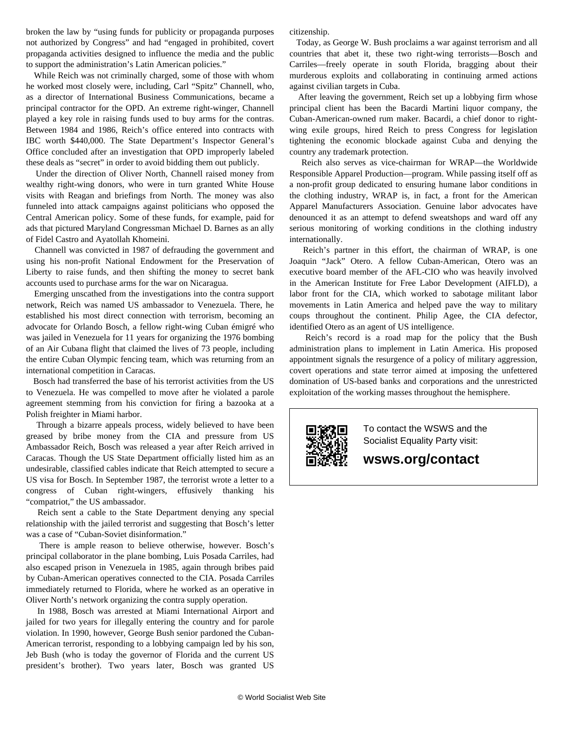broken the law by "using funds for publicity or propaganda purposes not authorized by Congress" and had "engaged in prohibited, covert propaganda activities designed to influence the media and the public to support the administration's Latin American policies."

While Reich was not criminally charged, some of those with whom he worked most closely were, including, Carl "Spitz" Channell, who, as a director of International Business Communications, became a principal contractor for the OPD. An extreme right-winger, Channell played a key role in raising funds used to buy arms for the contras. Between 1984 and 1986, Reich's office entered into contracts with IBC worth $440,000. The State Department's Inspector General's Office concluded after an investigation that OPD improperly labeled these deals as "secret" in order to avoid bidding them out publicly.

Under the direction of Oliver North, Channell raised money from wealthy right-wing donors, who were in turn granted White House visits with Reagan and briefings from North. The money was also funneled into attack campaigns against politicians who opposed the Central American policy. Some of these funds, for example, paid for ads that pictured Maryland Congressman Michael D. Barnes as an ally of Fidel Castro and Ayatollah Khomeini.

Channell was convicted in 1987 of defrauding the government and using his non-profit National Endowment for the Preservation of Liberty to raise funds, and then shifting the money to secret bank accounts used to purchase arms for the war on Nicaragua.

Emerging unscathed from the investigations into the contra support network, Reich was named US ambassador to Venezuela. There, he established his most direct connection with terrorism, becoming an advocate for Orlando Bosch, a fellow right-wing Cuban émigré who was jailed in Venezuela for 11 years for organizing the 1976 bombing of an Air Cubana flight that claimed the lives of 73 people, including the entire Cuban Olympic fencing team, which was returning from an international competition in Caracas.

Bosch had transferred the base of his terrorist activities from the US to Venezuela. He was compelled to move after he violated a parole agreement stemming from his conviction for firing a bazooka at a Polish freighter in Miami harbor.

Through a bizarre appeals process, widely believed to have been greased by bribe money from the CIA and pressure from US Ambassador Reich, Bosch was released a year after Reich arrived in Caracas. Though the US State Department officially listed him as an undesirable, classified cables indicate that Reich attempted to secure a US visa for Bosch. In September 1987, the terrorist wrote a letter to a congress of Cuban right-wingers, effusively thanking his "compatriot," the US ambassador.

Reich sent a cable to the State Department denying any special relationship with the jailed terrorist and suggesting that Bosch's letter was a case of "Cuban-Soviet disinformation."

There is ample reason to believe otherwise, however. Bosch's principal collaborator in the plane bombing, Luis Posada Carriles, had also escaped prison in Venezuela in 1985, again through bribes paid by Cuban-American operatives connected to the CIA. Posada Carriles immediately returned to Florida, where he worked as an operative in Oliver North's network organizing the contra supply operation.

In 1988, Bosch was arrested at Miami International Airport and jailed for two years for illegally entering the country and for parole violation. In 1990, however, George Bush senior pardoned the Cuban-American terrorist, responding to a lobbying campaign led by his son, Jeb Bush (who is today the governor of Florida and the current US president's brother). Two years later, Bosch was granted US citizenship.

Today, as George W. Bush proclaims a war against terrorism and all countries that abet it, these two right-wing terrorists—Bosch and Carriles—freely operate in south Florida, bragging about their murderous exploits and collaborating in continuing armed actions against civilian targets in Cuba.

After leaving the government, Reich set up a lobbying firm whose principal client has been the Bacardi Martini liquor company, the Cuban-American-owned rum maker. Bacardi, a chief donor to right-wing exile groups, hired Reich to press Congress for legislation tightening the economic blockade against Cuba and denying the country any trademark protection.

Reich also serves as vice-chairman for WRAP—the Worldwide Responsible Apparel Production—program. While passing itself off as a non-profit group dedicated to ensuring humane labor conditions in the clothing industry, WRAP is, in fact, a front for the American Apparel Manufacturers Association. Genuine labor advocates have denounced it as an attempt to defend sweatshops and ward off any serious monitoring of working conditions in the clothing industry internationally.

Reich's partner in this effort, the chairman of WRAP, is one Joaquin "Jack" Otero. A fellow Cuban-American, Otero was an executive board member of the AFL-CIO who was heavily involved in the American Institute for Free Labor Development (AIFLD), a labor front for the CIA, which worked to sabotage militant labor movements in Latin America and helped pave the way to military coups throughout the continent. Philip Agee, the CIA defector, identified Otero as an agent of US intelligence.

Reich's record is a road map for the policy that the Bush administration plans to implement in Latin America. His proposed appointment signals the resurgence of a policy of military aggression, covert operations and state terror aimed at imposing the unfettered domination of US-based banks and corporations and the unrestricted exploitation of the working masses throughout the hemisphere.

To contact the WSWS and the Socialist Equality Party visit:

**wsws.org/contact**